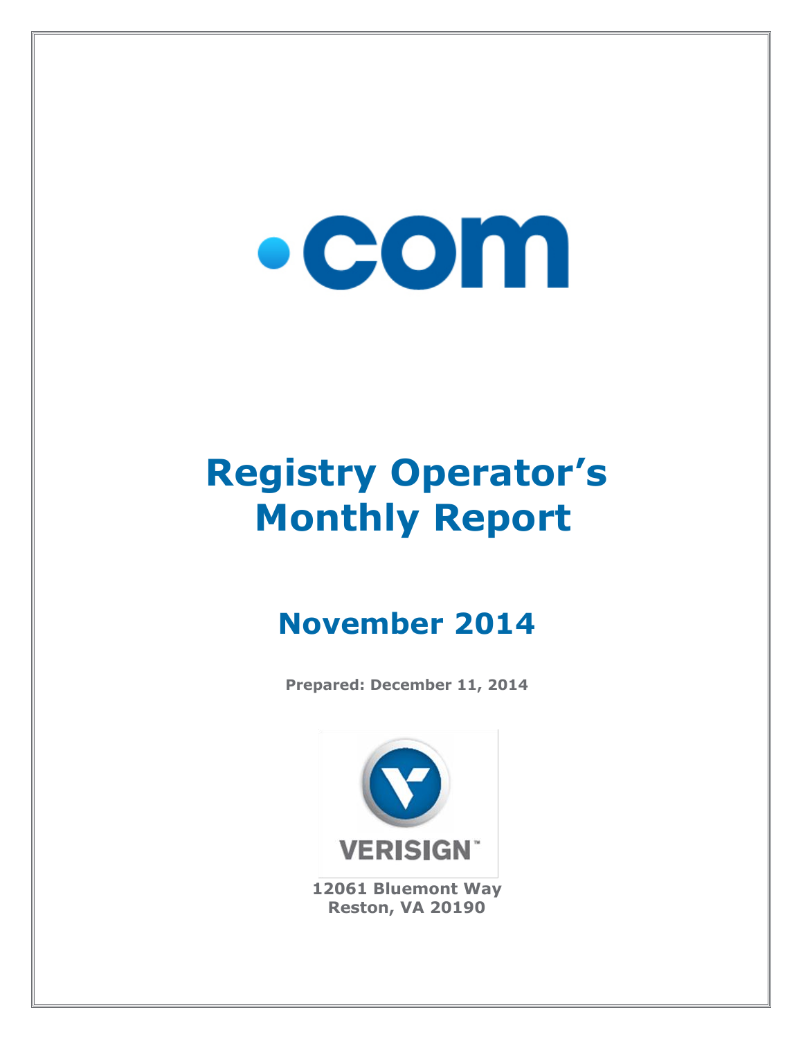# .com

# Registry Operator's Monthly Report

## November 2014

**Prepared: December 11, 2014**

VERISIGN™

**12061 Bluemont Way**
**Reston, VA 20190**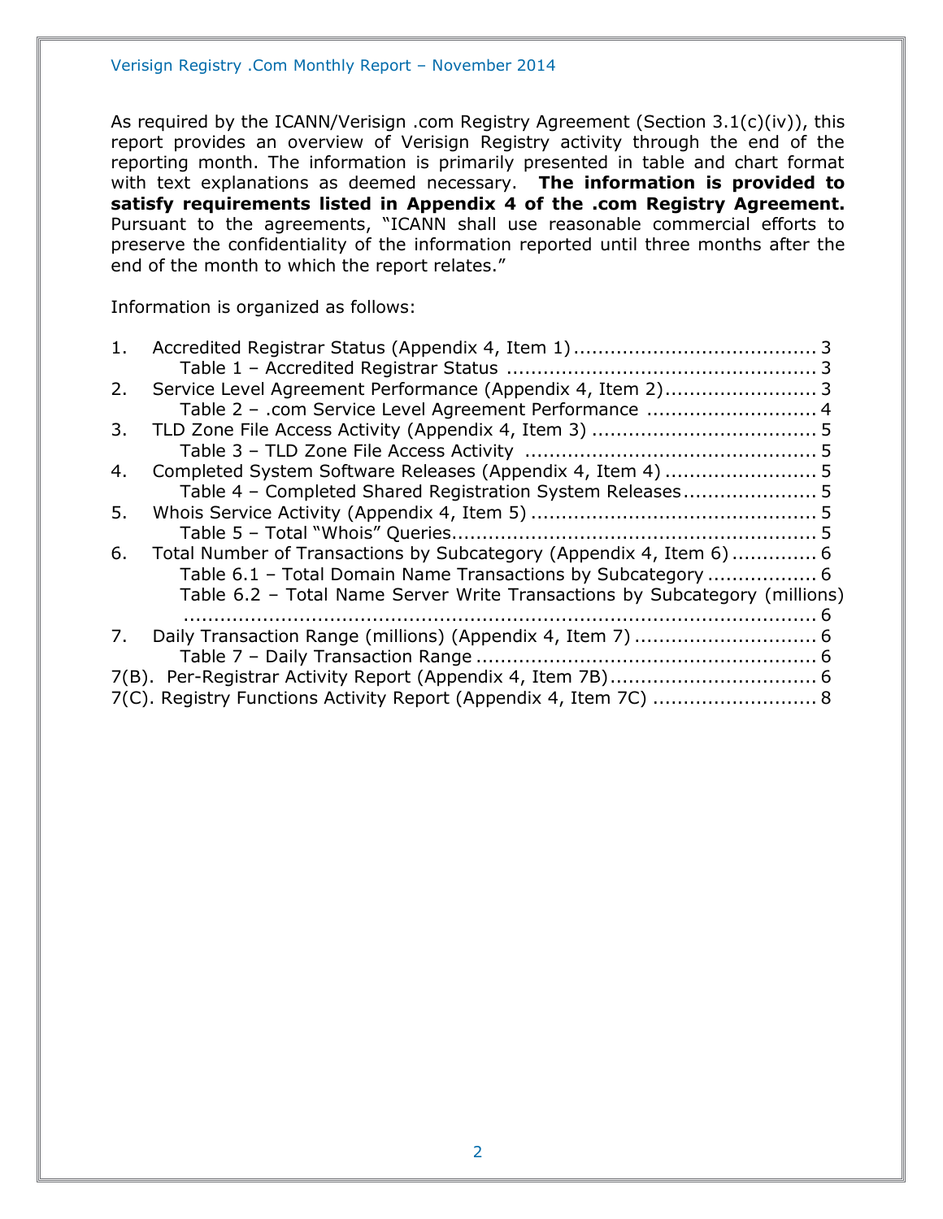As required by the ICANN/Verisign .com Registry Agreement (Section 3.1(c)(iv)), this report provides an overview of Verisign Registry activity through the end of the reporting month. The information is primarily presented in table and chart format with text explanations as deemed necessary. **The information is provided to satisfy requirements listed in Appendix 4 of the .com Registry Agreement.** Pursuant to the agreements, "ICANN shall use reasonable commercial efforts to preserve the confidentiality of the information reported until three months after the end of the month to which the report relates."

Information is organized as follows:

1. Accredited Registrar Status (Appendix 4, Item 1) ........................................ 3
   - Table 1 – Accredited Registrar Status .................................................. 3
2. Service Level Agreement Performance (Appendix 4, Item 2)......................... 3
   - Table 2 – .com Service Level Agreement Performance ............................ 4
3. TLD Zone File Access Activity (Appendix 4, Item 3) ..................................... 5
   - Table 3 – TLD Zone File Access Activity ................................................ 5
4. Completed System Software Releases (Appendix 4, Item 4) ......................... 5
   - Table 4 – Completed Shared Registration System Releases...................... 5
5. Whois Service Activity (Appendix 4, Item 5) ............................................... 5
   - Table 5 – Total "Whois" Queries............................................................ 5
6. Total Number of Transactions by Subcategory (Appendix 4, Item 6).............. 6
   - Table 6.1 – Total Domain Name Transactions by Subcategory .................. 6
   - Table 6.2 – Total Name Server Write Transactions by Subcategory (millions) ........................................................................................................ 6
7. Daily Transaction Range (millions) (Appendix 4, Item 7) .............................. 6
   - Table 7 – Daily Transaction Range ........................................................ 6

7(B). Per-Registrar Activity Report (Appendix 4, Item 7B).................................. 6

7(C). Registry Functions Activity Report (Appendix 4, Item 7C) ........................... 8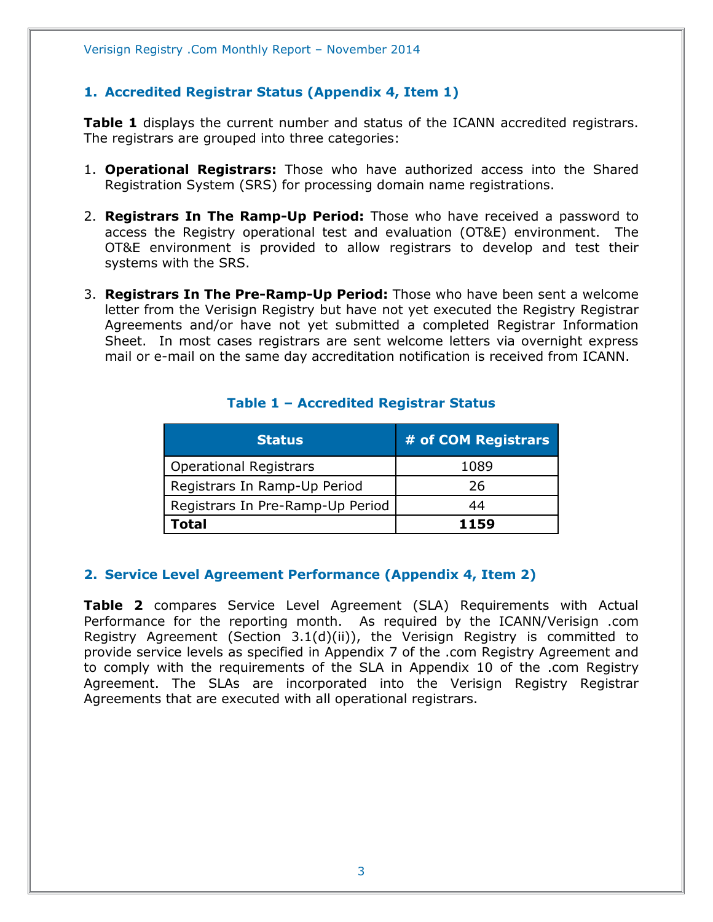## 1. Accredited Registrar Status (Appendix 4, Item 1)

**Table 1** displays the current number and status of the ICANN accredited registrars. The registrars are grouped into three categories:

1. **Operational Registrars:** Those who have authorized access into the Shared Registration System (SRS) for processing domain name registrations.

2. **Registrars In The Ramp-Up Period:** Those who have received a password to access the Registry operational test and evaluation (OT&E) environment. The OT&E environment is provided to allow registrars to develop and test their systems with the SRS.

3. **Registrars In The Pre-Ramp-Up Period:** Those who have been sent a welcome letter from the Verisign Registry but have not yet executed the Registry Registrar Agreements and/or have not yet submitted a completed Registrar Information Sheet. In most cases registrars are sent welcome letters via overnight express mail or e-mail on the same day accreditation notification is received from ICANN.

**Table 1 – Accredited Registrar Status**

| Status | # of COM Registrars |
|---|---|
| Operational Registrars | 1089 |
| Registrars In Ramp-Up Period | 26 |
| Registrars In Pre-Ramp-Up Period | 44 |
| **Total** | **1159** |

## 2. Service Level Agreement Performance (Appendix 4, Item 2)

**Table 2** compares Service Level Agreement (SLA) Requirements with Actual Performance for the reporting month. As required by the ICANN/Verisign .com Registry Agreement (Section 3.1(d)(ii)), the Verisign Registry is committed to provide service levels as specified in Appendix 7 of the .com Registry Agreement and to comply with the requirements of the SLA in Appendix 10 of the .com Registry Agreement. The SLAs are incorporated into the Verisign Registry Registrar Agreements that are executed with all operational registrars.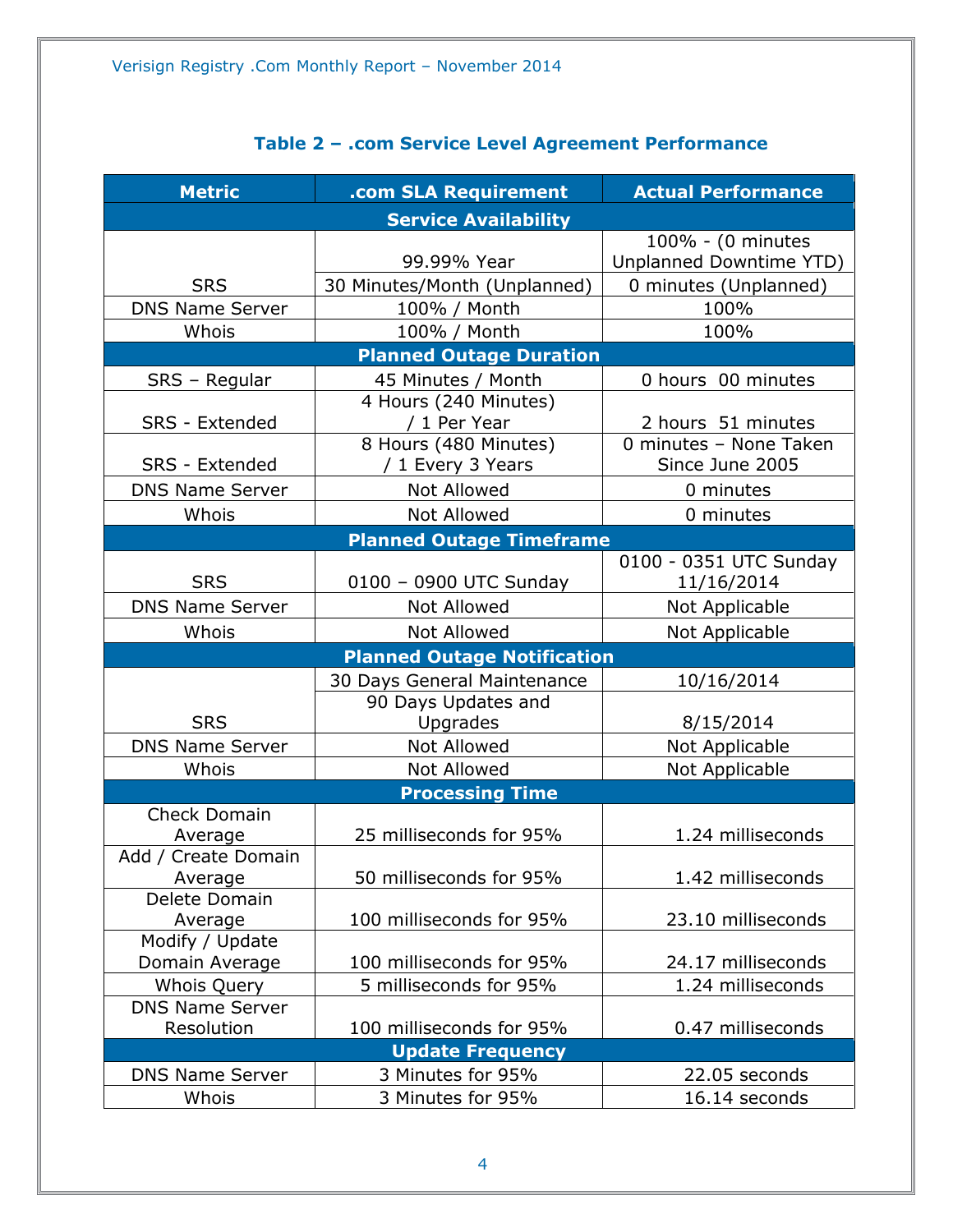## Table 2 – .com Service Level Agreement Performance

| Metric | .com SLA Requirement | Actual Performance |
|---|---|---|
| **Service Availability** | | |
| SRS | 99.99% Year | 100% - (0 minutes Unplanned Downtime YTD) |
| | 30 Minutes/Month (Unplanned) | 0 minutes (Unplanned) |
| DNS Name Server | 100% / Month | 100% |
| Whois | 100% / Month | 100% |
| **Planned Outage Duration** | | |
| SRS – Regular | 45 Minutes / Month | 0 hours 00 minutes |
| SRS - Extended | 4 Hours (240 Minutes) / 1 Per Year | 2 hours 51 minutes |
| SRS - Extended | 8 Hours (480 Minutes) / 1 Every 3 Years | 0 minutes – None Taken Since June 2005 |
| DNS Name Server | Not Allowed | 0 minutes |
| Whois | Not Allowed | 0 minutes |
| **Planned Outage Timeframe** | | |
| SRS | 0100 – 0900 UTC Sunday | 0100 - 0351 UTC Sunday 11/16/2014 |
| DNS Name Server | Not Allowed | Not Applicable |
| Whois | Not Allowed | Not Applicable |
| **Planned Outage Notification** | | |
| SRS | 30 Days General Maintenance | 10/16/2014 |
| | 90 Days Updates and Upgrades | 8/15/2014 |
| DNS Name Server | Not Allowed | Not Applicable |
| Whois | Not Allowed | Not Applicable |
| **Processing Time** | | |
| Check Domain Average | 25 milliseconds for 95% | 1.24 milliseconds |
| Add / Create Domain Average | 50 milliseconds for 95% | 1.42 milliseconds |
| Delete Domain Average | 100 milliseconds for 95% | 23.10 milliseconds |
| Modify / Update Domain Average | 100 milliseconds for 95% | 24.17 milliseconds |
| Whois Query | 5 milliseconds for 95% | 1.24 milliseconds |
| DNS Name Server Resolution | 100 milliseconds for 95% | 0.47 milliseconds |
| **Update Frequency** | | |
| DNS Name Server | 3 Minutes for 95% | 22.05 seconds |
| Whois | 3 Minutes for 95% | 16.14 seconds |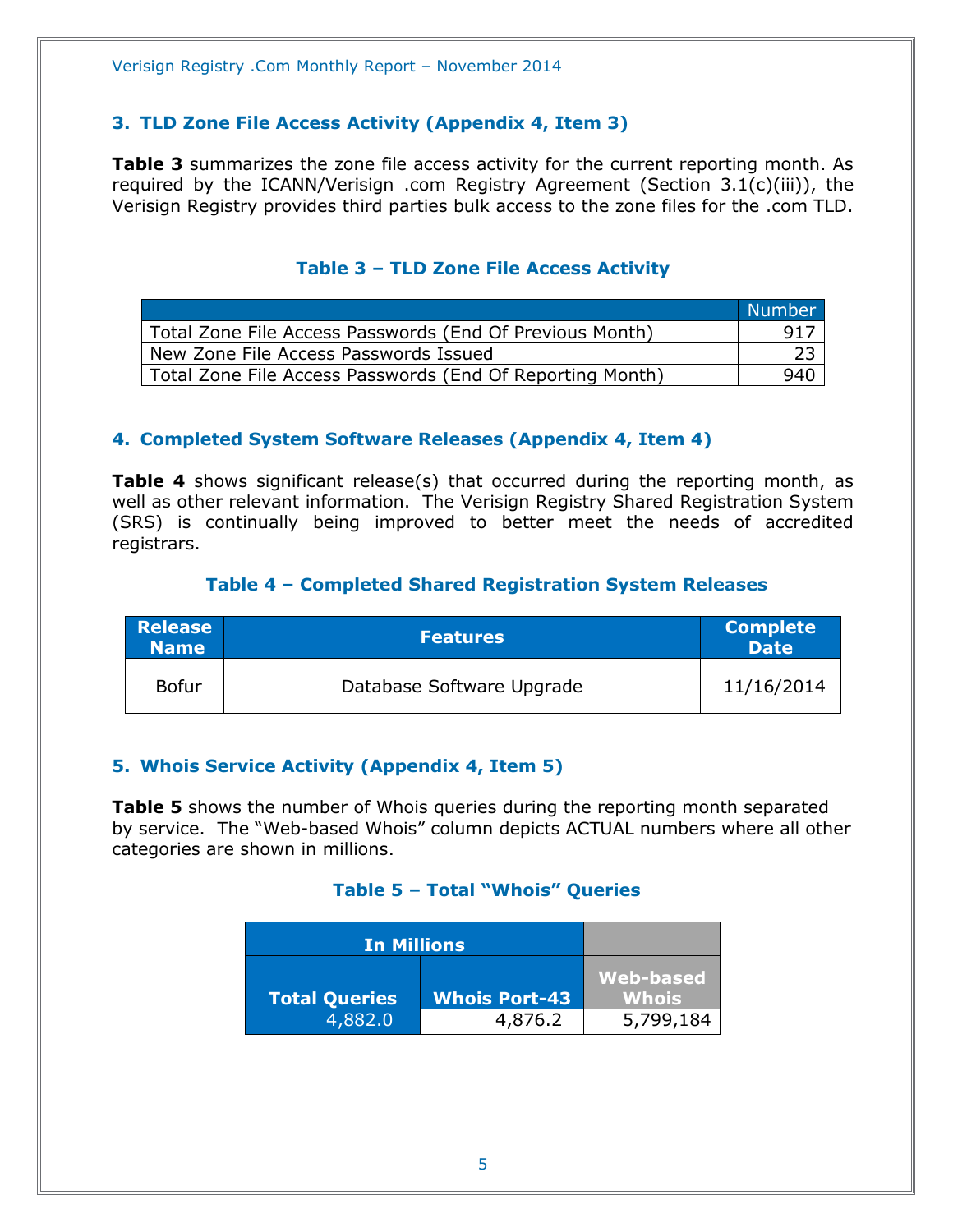## 3. TLD Zone File Access Activity (Appendix 4, Item 3)

**Table 3** summarizes the zone file access activity for the current reporting month. As required by the ICANN/Verisign .com Registry Agreement (Section 3.1(c)(iii)), the Verisign Registry provides third parties bulk access to the zone files for the .com TLD.

### Table 3 – TLD Zone File Access Activity

| | Number |
|---|---|
| Total Zone File Access Passwords (End Of Previous Month) | 917 |
| New Zone File Access Passwords Issued | 23 |
| Total Zone File Access Passwords (End Of Reporting Month) | 940 |

## 4. Completed System Software Releases (Appendix 4, Item 4)

**Table 4** shows significant release(s) that occurred during the reporting month, as well as other relevant information. The Verisign Registry Shared Registration System (SRS) is continually being improved to better meet the needs of accredited registrars.

### Table 4 – Completed Shared Registration System Releases

| Release Name | Features | Complete Date |
|---|---|---|
| Bofur | Database Software Upgrade | 11/16/2014 |

## 5. Whois Service Activity (Appendix 4, Item 5)

**Table 5** shows the number of Whois queries during the reporting month separated by service. The "Web-based Whois" column depicts ACTUAL numbers where all other categories are shown in millions.

### Table 5 – Total "Whois" Queries

| In Millions | | |
|---|---|---|
| Total Queries | Whois Port-43 | Web-based Whois |
| 4,882.0 | 4,876.2 | 5,799,184 |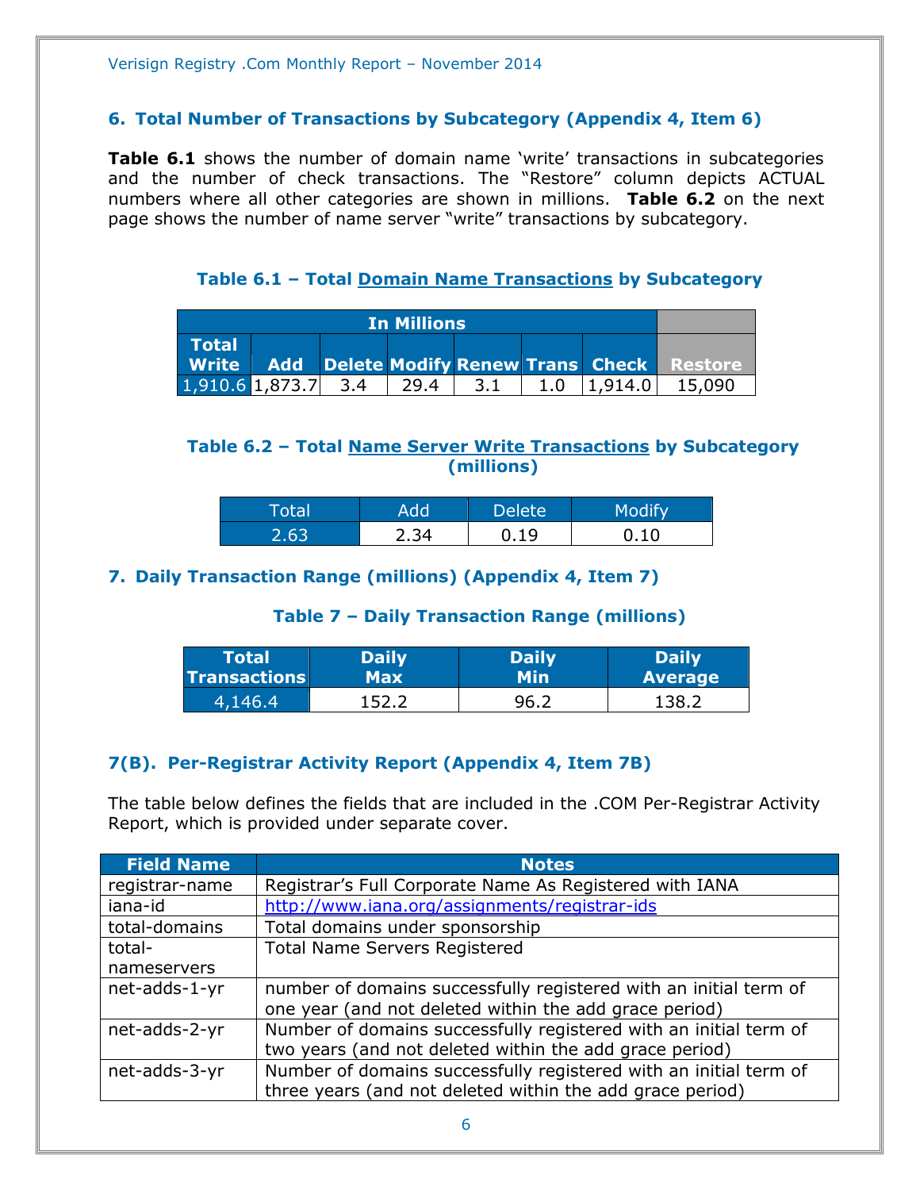## 6. Total Number of Transactions by Subcategory (Appendix 4, Item 6)

**Table 6.1** shows the number of domain name 'write' transactions in subcategories and the number of check transactions. The "Restore" column depicts ACTUAL numbers where all other categories are shown in millions. **Table 6.2** on the next page shows the number of name server "write" transactions by subcategory.

### Table 6.1 – Total Domain Name Transactions by Subcategory

| In Millions | | | | | | | |
|---|---|---|---|---|---|---|---|
| Total Write | Add | Delete | Modify | Renew | Trans | Check | Restore |
| 1,910.6 | 1,873.7 | 3.4 | 29.4 | 3.1 | 1.0 | 1,914.0 | 15,090 |

### Table 6.2 – Total Name Server Write Transactions by Subcategory (millions)

| Total | Add | Delete | Modify |
|---|---|---|---|
| 2.63 | 2.34 | 0.19 | 0.10 |

## 7. Daily Transaction Range (millions) (Appendix 4, Item 7)

### Table 7 – Daily Transaction Range (millions)

| Total Transactions | Daily Max | Daily Min | Daily Average |
|---|---|---|---|
| 4,146.4 | 152.2 | 96.2 | 138.2 |

## 7(B). Per-Registrar Activity Report (Appendix 4, Item 7B)

The table below defines the fields that are included in the .COM Per-Registrar Activity Report, which is provided under separate cover.

| Field Name | Notes |
|---|---|
| registrar-name | Registrar's Full Corporate Name As Registered with IANA |
| iana-id | http://www.iana.org/assignments/registrar-ids |
| total-domains | Total domains under sponsorship |
| total-nameservers | Total Name Servers Registered |
| net-adds-1-yr | number of domains successfully registered with an initial term of one year (and not deleted within the add grace period) |
| net-adds-2-yr | Number of domains successfully registered with an initial term of two years (and not deleted within the add grace period) |
| net-adds-3-yr | Number of domains successfully registered with an initial term of three years (and not deleted within the add grace period) |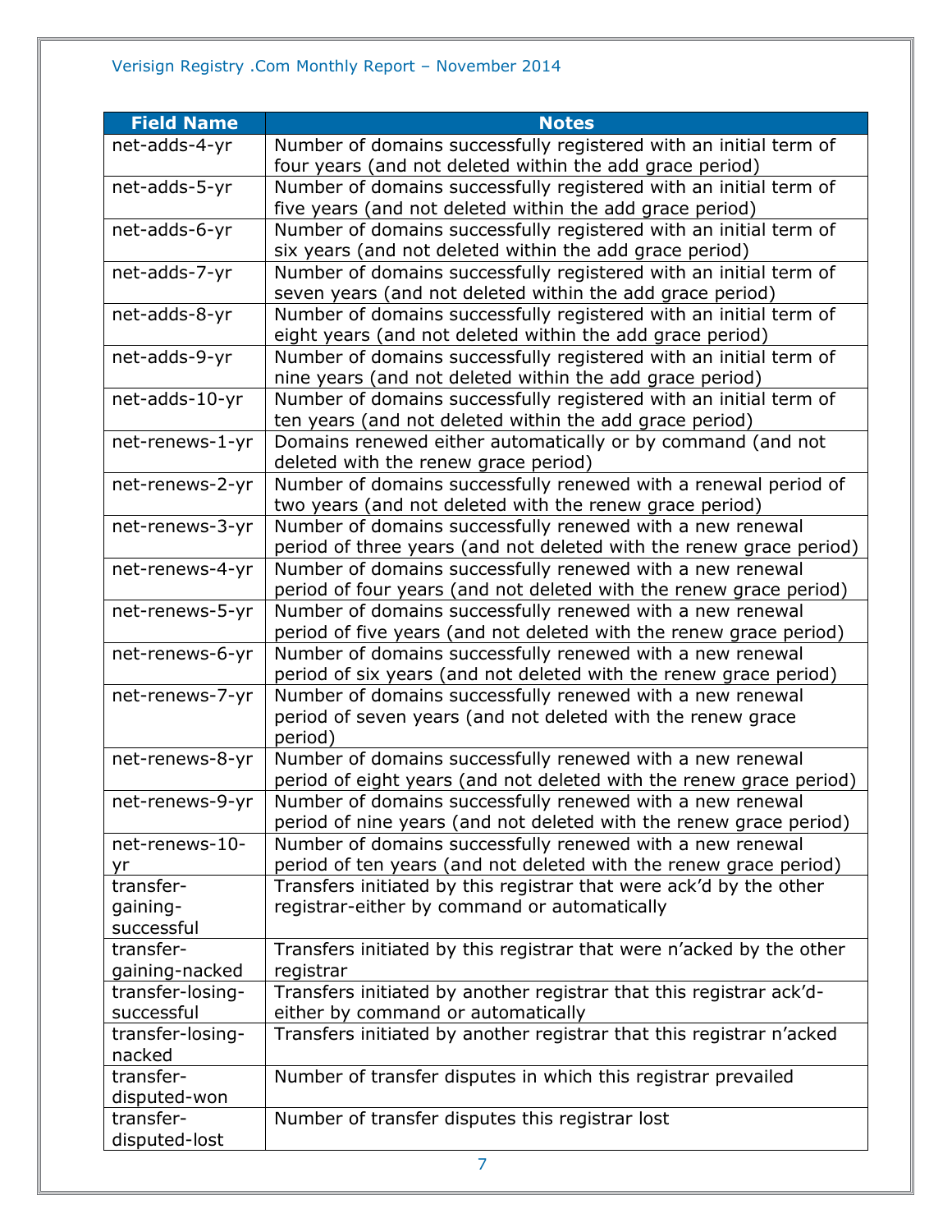| Field Name | Notes |
| --- | --- |
| net-adds-4-yr | Number of domains successfully registered with an initial term of four years (and not deleted within the add grace period) |
| net-adds-5-yr | Number of domains successfully registered with an initial term of five years (and not deleted within the add grace period) |
| net-adds-6-yr | Number of domains successfully registered with an initial term of six years (and not deleted within the add grace period) |
| net-adds-7-yr | Number of domains successfully registered with an initial term of seven years (and not deleted within the add grace period) |
| net-adds-8-yr | Number of domains successfully registered with an initial term of eight years (and not deleted within the add grace period) |
| net-adds-9-yr | Number of domains successfully registered with an initial term of nine years (and not deleted within the add grace period) |
| net-adds-10-yr | Number of domains successfully registered with an initial term of ten years (and not deleted within the add grace period) |
| net-renews-1-yr | Domains renewed either automatically or by command (and not deleted with the renew grace period) |
| net-renews-2-yr | Number of domains successfully renewed with a renewal period of two years (and not deleted with the renew grace period) |
| net-renews-3-yr | Number of domains successfully renewed with a new renewal period of three years (and not deleted with the renew grace period) |
| net-renews-4-yr | Number of domains successfully renewed with a new renewal period of four years (and not deleted with the renew grace period) |
| net-renews-5-yr | Number of domains successfully renewed with a new renewal period of five years (and not deleted with the renew grace period) |
| net-renews-6-yr | Number of domains successfully renewed with a new renewal period of six years (and not deleted with the renew grace period) |
| net-renews-7-yr | Number of domains successfully renewed with a new renewal period of seven years (and not deleted with the renew grace period) |
| net-renews-8-yr | Number of domains successfully renewed with a new renewal period of eight years (and not deleted with the renew grace period) |
| net-renews-9-yr | Number of domains successfully renewed with a new renewal period of nine years (and not deleted with the renew grace period) |
| net-renews-10-yr | Number of domains successfully renewed with a new renewal period of ten years (and not deleted with the renew grace period) |
| transfer-gaining-successful | Transfers initiated by this registrar that were ack'd by the other registrar-either by command or automatically |
| transfer-gaining-nacked | Transfers initiated by this registrar that were n'acked by the other registrar |
| transfer-losing-successful | Transfers initiated by another registrar that this registrar ack'd-either by command or automatically |
| transfer-losing-nacked | Transfers initiated by another registrar that this registrar n'acked |
| transfer-disputed-won | Number of transfer disputes in which this registrar prevailed |
| transfer-disputed-lost | Number of transfer disputes this registrar lost |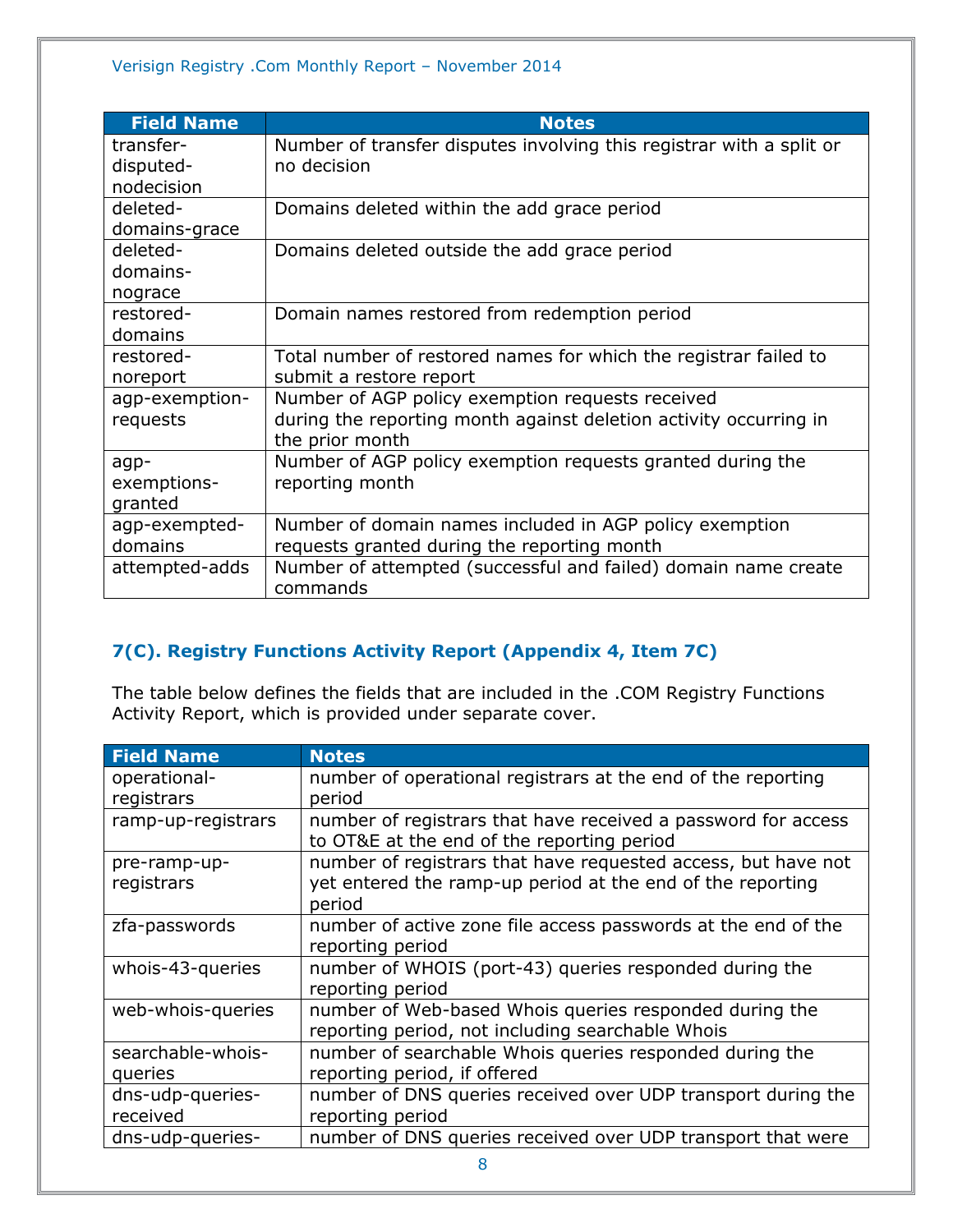| Field Name | Notes |
|---|---|
| transfer-disputed-nodecision | Number of transfer disputes involving this registrar with a split or no decision |
| deleted-domains-grace | Domains deleted within the add grace period |
| deleted-domains-nograce | Domains deleted outside the add grace period |
| restored-domains | Domain names restored from redemption period |
| restored-noreport | Total number of restored names for which the registrar failed to submit a restore report |
| agp-exemption-requests | Number of AGP policy exemption requests received during the reporting month against deletion activity occurring in the prior month |
| agp-exemptions-granted | Number of AGP policy exemption requests granted during the reporting month |
| agp-exempted-domains | Number of domain names included in AGP policy exemption requests granted during the reporting month |
| attempted-adds | Number of attempted (successful and failed) domain name create commands |

### 7(C). Registry Functions Activity Report (Appendix 4, Item 7C)

The table below defines the fields that are included in the .COM Registry Functions Activity Report, which is provided under separate cover.

| Field Name | Notes |
|---|---|
| operational-registrars | number of operational registrars at the end of the reporting period |
| ramp-up-registrars | number of registrars that have received a password for access to OT&E at the end of the reporting period |
| pre-ramp-up-registrars | number of registrars that have requested access, but have not yet entered the ramp-up period at the end of the reporting period |
| zfa-passwords | number of active zone file access passwords at the end of the reporting period |
| whois-43-queries | number of WHOIS (port-43) queries responded during the reporting period |
| web-whois-queries | number of Web-based Whois queries responded during the reporting period, not including searchable Whois |
| searchable-whois-queries | number of searchable Whois queries responded during the reporting period, if offered |
| dns-udp-queries-received | number of DNS queries received over UDP transport during the reporting period |
| dns-udp-queries- | number of DNS queries received over UDP transport that were |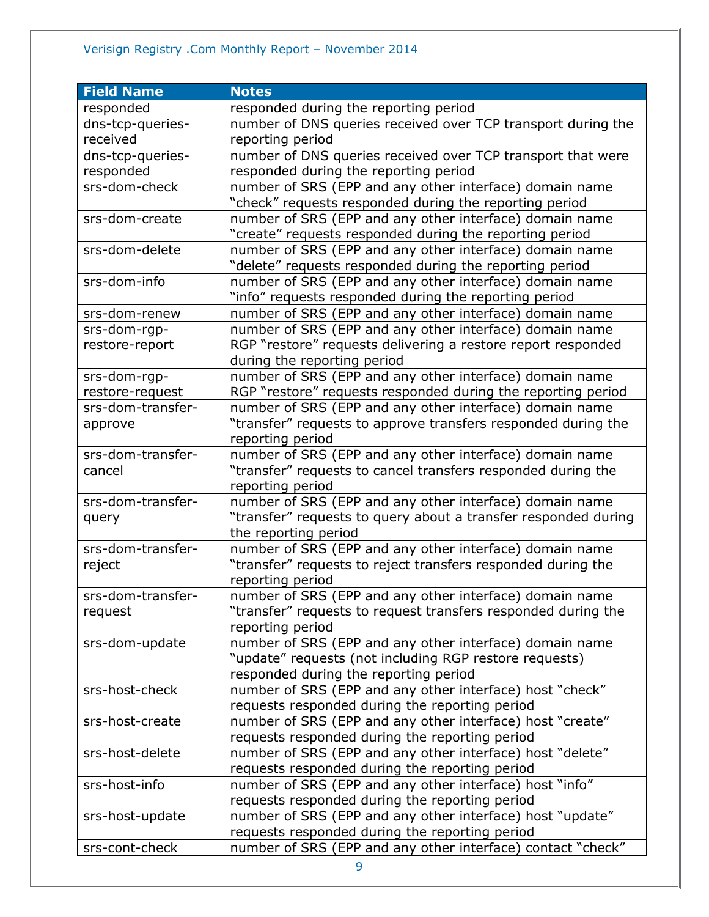| Field Name | Notes |
| --- | --- |
| responded | responded during the reporting period |
| dns-tcp-queries-received | number of DNS queries received over TCP transport during the reporting period |
| dns-tcp-queries-responded | number of DNS queries received over TCP transport that were responded during the reporting period |
| srs-dom-check | number of SRS (EPP and any other interface) domain name “check” requests responded during the reporting period |
| srs-dom-create | number of SRS (EPP and any other interface) domain name “create” requests responded during the reporting period |
| srs-dom-delete | number of SRS (EPP and any other interface) domain name “delete” requests responded during the reporting period |
| srs-dom-info | number of SRS (EPP and any other interface) domain name “info” requests responded during the reporting period |
| srs-dom-renew | number of SRS (EPP and any other interface) domain name |
| srs-dom-rgp-restore-report | number of SRS (EPP and any other interface) domain name RGP “restore” requests delivering a restore report responded during the reporting period |
| srs-dom-rgp-restore-request | number of SRS (EPP and any other interface) domain name RGP “restore” requests responded during the reporting period |
| srs-dom-transfer-approve | number of SRS (EPP and any other interface) domain name “transfer” requests to approve transfers responded during the reporting period |
| srs-dom-transfer-cancel | number of SRS (EPP and any other interface) domain name “transfer” requests to cancel transfers responded during the reporting period |
| srs-dom-transfer-query | number of SRS (EPP and any other interface) domain name “transfer” requests to query about a transfer responded during the reporting period |
| srs-dom-transfer-reject | number of SRS (EPP and any other interface) domain name “transfer” requests to reject transfers responded during the reporting period |
| srs-dom-transfer-request | number of SRS (EPP and any other interface) domain name “transfer” requests to request transfers responded during the reporting period |
| srs-dom-update | number of SRS (EPP and any other interface) domain name “update” requests (not including RGP restore requests) responded during the reporting period |
| srs-host-check | number of SRS (EPP and any other interface) host “check” requests responded during the reporting period |
| srs-host-create | number of SRS (EPP and any other interface) host “create” requests responded during the reporting period |
| srs-host-delete | number of SRS (EPP and any other interface) host “delete” requests responded during the reporting period |
| srs-host-info | number of SRS (EPP and any other interface) host “info” requests responded during the reporting period |
| srs-host-update | number of SRS (EPP and any other interface) host “update” requests responded during the reporting period |
| srs-cont-check | number of SRS (EPP and any other interface) contact “check” |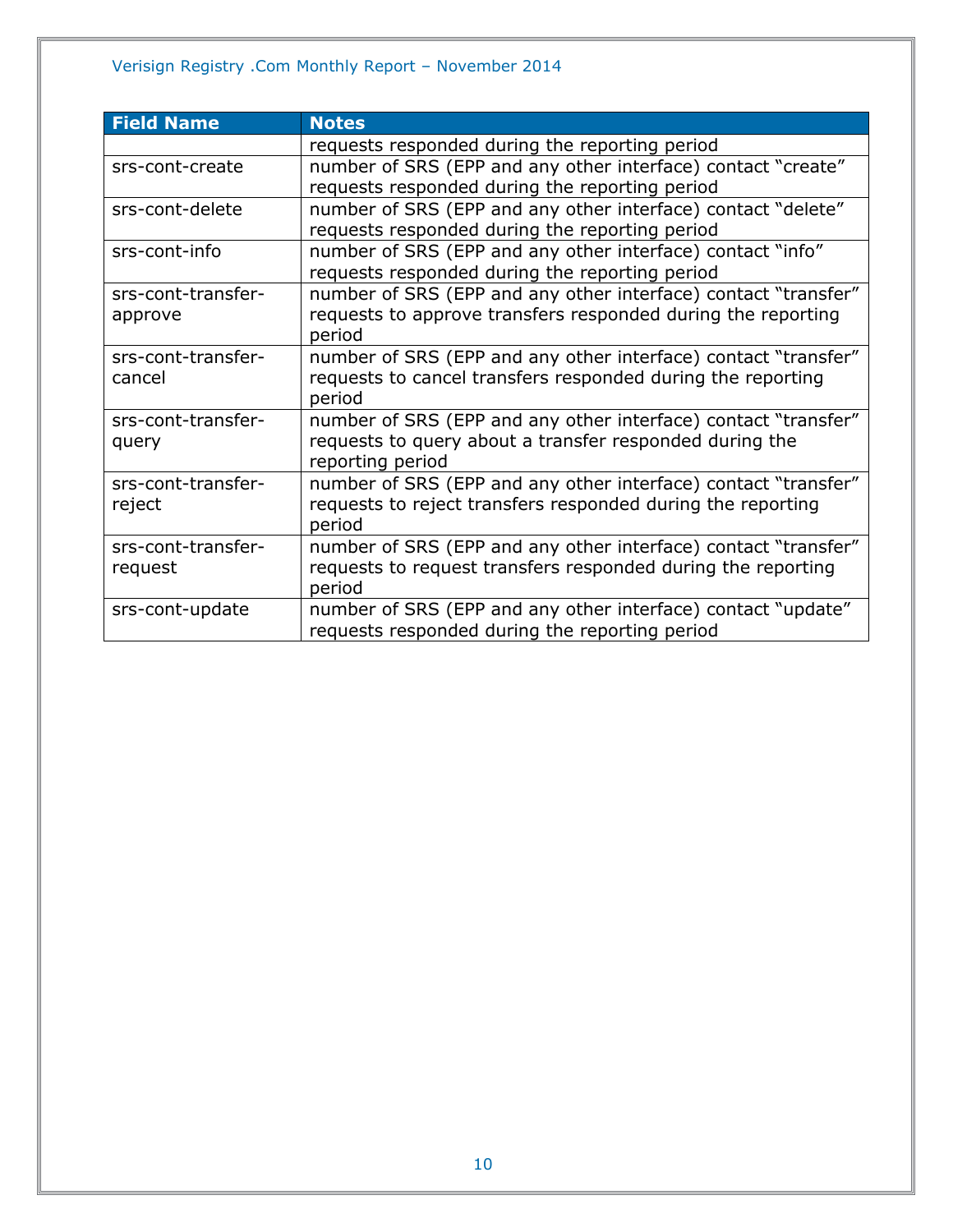| Field Name | Notes |
| --- | --- |
| | requests responded during the reporting period |
| srs-cont-create | number of SRS (EPP and any other interface) contact “create” requests responded during the reporting period |
| srs-cont-delete | number of SRS (EPP and any other interface) contact “delete” requests responded during the reporting period |
| srs-cont-info | number of SRS (EPP and any other interface) contact “info” requests responded during the reporting period |
| srs-cont-transfer-approve | number of SRS (EPP and any other interface) contact “transfer” requests to approve transfers responded during the reporting period |
| srs-cont-transfer-cancel | number of SRS (EPP and any other interface) contact “transfer” requests to cancel transfers responded during the reporting period |
| srs-cont-transfer-query | number of SRS (EPP and any other interface) contact “transfer” requests to query about a transfer responded during the reporting period |
| srs-cont-transfer-reject | number of SRS (EPP and any other interface) contact “transfer” requests to reject transfers responded during the reporting period |
| srs-cont-transfer-request | number of SRS (EPP and any other interface) contact “transfer” requests to request transfers responded during the reporting period |
| srs-cont-update | number of SRS (EPP and any other interface) contact “update” requests responded during the reporting period |